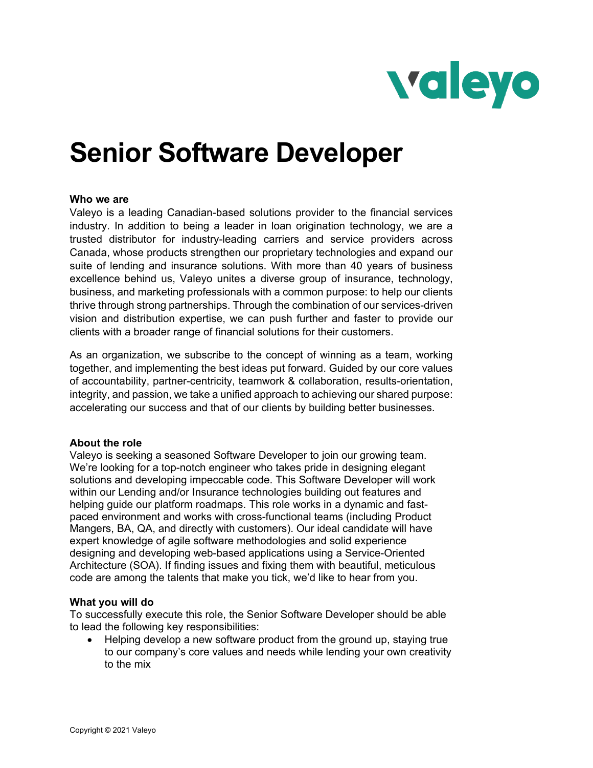# Senior Software Developer

**Who we are**

Valeyo is a leading Canadian-based solutions provider to the financial services industry. In addition to being a leader in loan origination technology, we are a trusted distributor for industry-leading carriers and service providers across Canada, whose products strengthen our proprietary technologies and expand our suite of lending and insurance solutions. With more than 40 years of business excellence behind us, Valeyo unites a diverse group of insurance, technology, business, and marketing professionals with a common purpose: to help our clients thrive through strong partnerships. Through the combination of our services-driven vision and distribution expertise, we can push further and faster to provide our clients with a broader range of financial solutions for their customers.

As an organization, we subscribe to the concept of winning as a team, working together, and implementing the best ideas put forward. Guided by our core values of accountability, partner-centricity, teamwork & collaboration, results-orientation, integrity, and passion, we take a unified approach to achieving our shared purpose: accelerating our success and that of our clients by building better businesses.

**About the role**

Valeyo is seeking a seasoned Software Developer to join our growing team. We're looking for a top-notch engineer who takes pride in designing elegant solutions and developing impeccable code. This Software Developer will work within our Lending and/or Insurance technologies building out features and helping guide our platform roadmaps. This role works in a dynamic and fast-paced environment and works with cross-functional teams (including Product Mangers, BA, QA, and directly with customers). Our ideal candidate will have expert knowledge of agile software methodologies and solid experience designing and developing web-based applications using a Service-Oriented Architecture (SOA). If finding issues and fixing them with beautiful, meticulous code are among the talents that make you tick, we'd like to hear from you.

**What you will do**

To successfully execute this role, the Senior Software Developer should be able to lead the following key responsibilities:

- Helping develop a new software product from the ground up, staying true to our company's core values and needs while lending your own creativity to the mix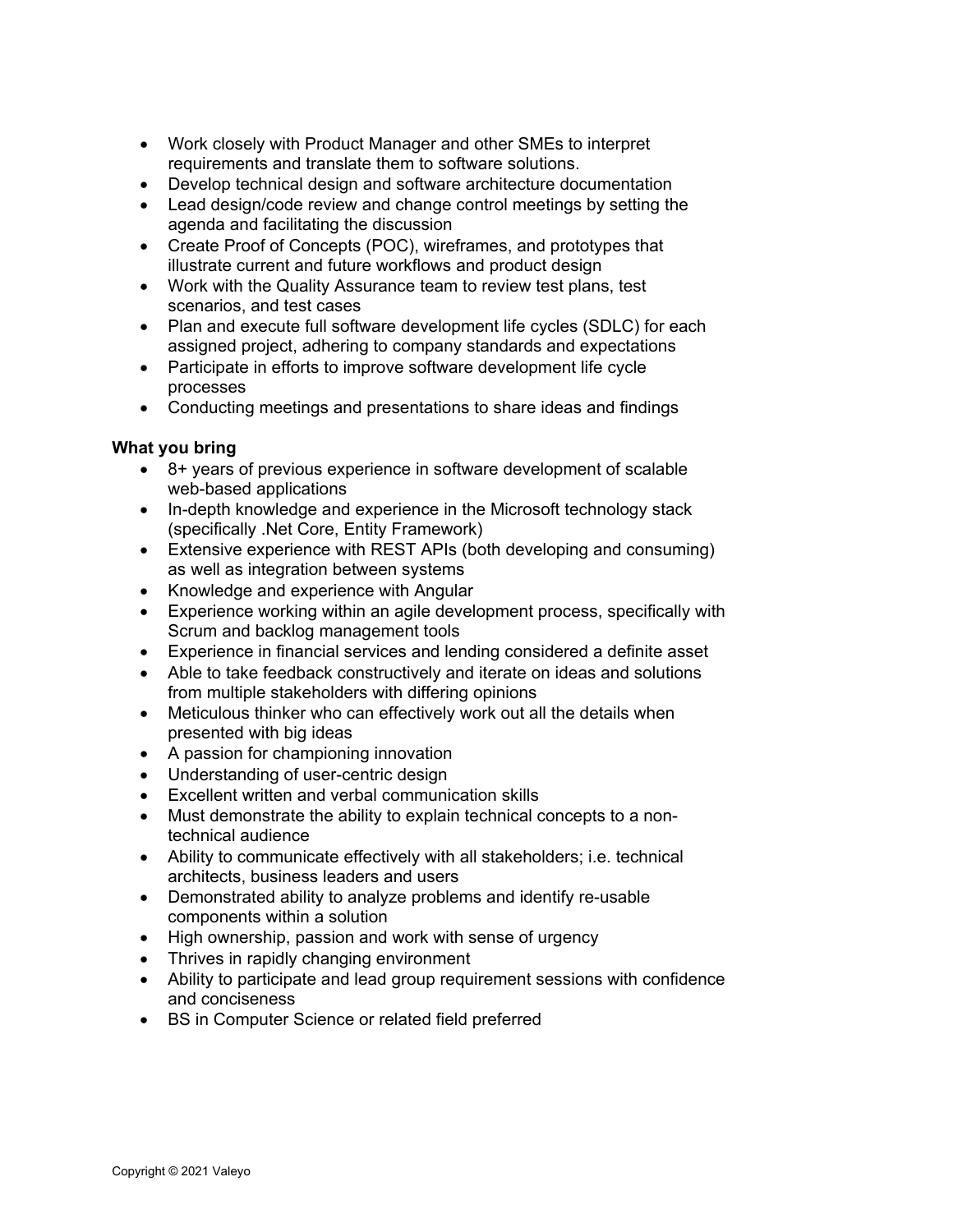- Work closely with Product Manager and other SMEs to interpret requirements and translate them to software solutions.
- Develop technical design and software architecture documentation
- Lead design/code review and change control meetings by setting the agenda and facilitating the discussion
- Create Proof of Concepts (POC), wireframes, and prototypes that illustrate current and future workflows and product design
- Work with the Quality Assurance team to review test plans, test scenarios, and test cases
- Plan and execute full software development life cycles (SDLC) for each assigned project, adhering to company standards and expectations
- Participate in efforts to improve software development life cycle processes
- Conducting meetings and presentations to share ideas and findings

**What you bring**

- 8+ years of previous experience in software development of scalable web-based applications
- In-depth knowledge and experience in the Microsoft technology stack (specifically .Net Core, Entity Framework)
- Extensive experience with REST APIs (both developing and consuming) as well as integration between systems
- Knowledge and experience with Angular
- Experience working within an agile development process, specifically with Scrum and backlog management tools
- Experience in financial services and lending considered a definite asset
- Able to take feedback constructively and iterate on ideas and solutions from multiple stakeholders with differing opinions
- Meticulous thinker who can effectively work out all the details when presented with big ideas
- A passion for championing innovation
- Understanding of user-centric design
- Excellent written and verbal communication skills
- Must demonstrate the ability to explain technical concepts to a non-technical audience
- Ability to communicate effectively with all stakeholders; i.e. technical architects, business leaders and users
- Demonstrated ability to analyze problems and identify re-usable components within a solution
- High ownership, passion and work with sense of urgency
- Thrives in rapidly changing environment
- Ability to participate and lead group requirement sessions with confidence and conciseness
- BS in Computer Science or related field preferred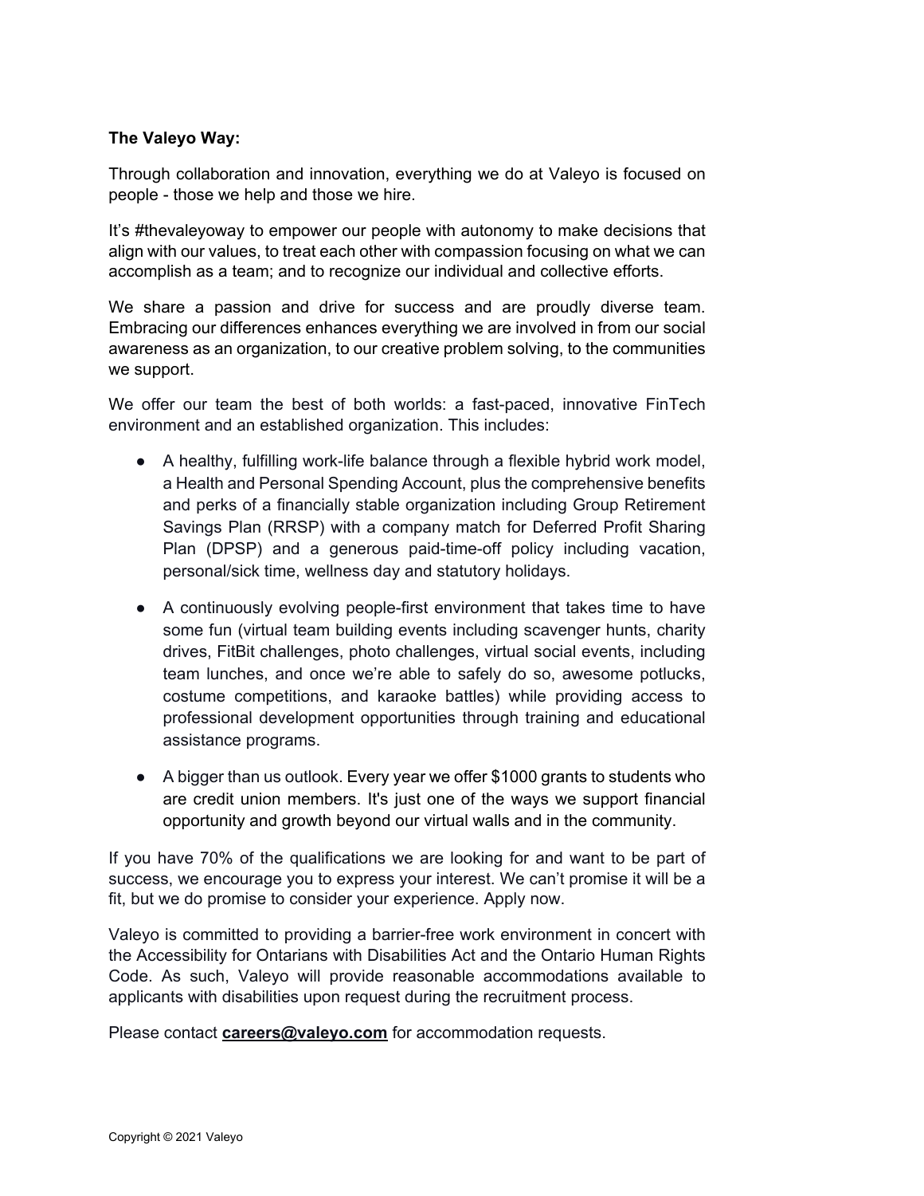**The Valeyo Way:**

Through collaboration and innovation, everything we do at Valeyo is focused on people - those we help and those we hire.

It's #thevaleyoway to empower our people with autonomy to make decisions that align with our values, to treat each other with compassion focusing on what we can accomplish as a team; and to recognize our individual and collective efforts.

We share a passion and drive for success and are proudly diverse team. Embracing our differences enhances everything we are involved in from our social awareness as an organization, to our creative problem solving, to the communities we support.

We offer our team the best of both worlds: a fast-paced, innovative FinTech environment and an established organization. This includes:

- A healthy, fulfilling work-life balance through a flexible hybrid work model, a Health and Personal Spending Account, plus the comprehensive benefits and perks of a financially stable organization including Group Retirement Savings Plan (RRSP) with a company match for Deferred Profit Sharing Plan (DPSP) and a generous paid-time-off policy including vacation, personal/sick time, wellness day and statutory holidays.
- A continuously evolving people-first environment that takes time to have some fun (virtual team building events including scavenger hunts, charity drives, FitBit challenges, photo challenges, virtual social events, including team lunches, and once we're able to safely do so, awesome potlucks, costume competitions, and karaoke battles) while providing access to professional development opportunities through training and educational assistance programs.
- A bigger than us outlook. Every year we offer $1000 grants to students who are credit union members. It's just one of the ways we support financial opportunity and growth beyond our virtual walls and in the community.

If you have 70% of the qualifications we are looking for and want to be part of success, we encourage you to express your interest. We can't promise it will be a fit, but we do promise to consider your experience. Apply now.

Valeyo is committed to providing a barrier-free work environment in concert with the Accessibility for Ontarians with Disabilities Act and the Ontario Human Rights Code. As such, Valeyo will provide reasonable accommodations available to applicants with disabilities upon request during the recruitment process.

Please contact **careers@valeyo.com** for accommodation requests.

Copyright © 2021 Valeyo